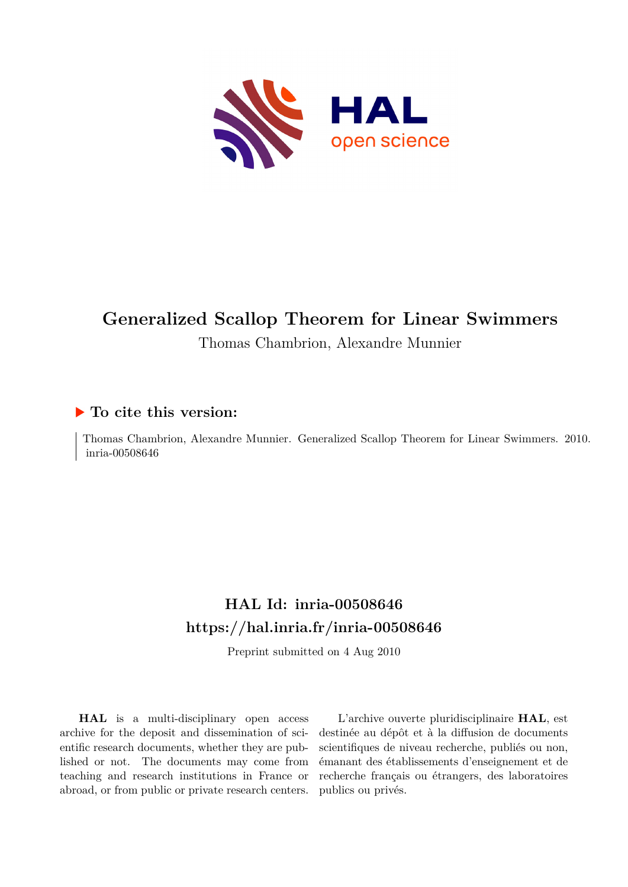# Generalized Scallop Theorem for Linear Swimmers

Thomas Chambrion, Alexandre Munnier

## ▶ To cite this version:

Thomas Chambrion, Alexandre Munnier. Generalized Scallop Theorem for Linear Swimmers. 2010. inria-00508646

## HAL Id: inria-00508646
## https://hal.inria.fr/inria-00508646

Preprint submitted on 4 Aug 2010

**HAL** is a multi-disciplinary open access archive for the deposit and dissemination of scientific research documents, whether they are published or not. The documents may come from teaching and research institutions in France or abroad, or from public or private research centers.

L'archive ouverte pluridisciplinaire **HAL**, est destinée au dépôt et à la diffusion de documents scientifiques de niveau recherche, publiés ou non, émanant des établissements d'enseignement et de recherche français ou étrangers, des laboratoires publics ou privés.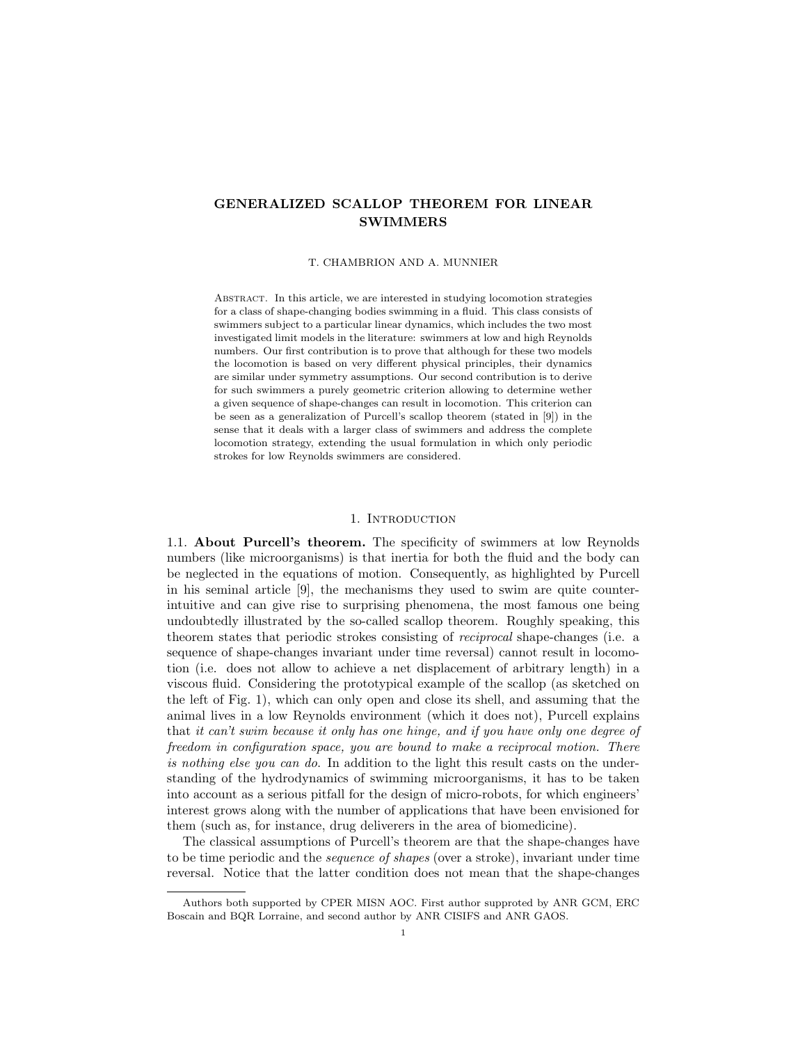# GENERALIZED SCALLOP THEOREM FOR LINEAR SWIMMERS

T. CHAMBRION AND A. MUNNIER

Abstract. In this article, we are interested in studying locomotion strategies for a class of shape-changing bodies swimming in a fluid. This class consists of swimmers subject to a particular linear dynamics, which includes the two most investigated limit models in the literature: swimmers at low and high Reynolds numbers. Our first contribution is to prove that although for these two models the locomotion is based on very different physical principles, their dynamics are similar under symmetry assumptions. Our second contribution is to derive for such swimmers a purely geometric criterion allowing to determine wether a given sequence of shape-changes can result in locomotion. This criterion can be seen as a generalization of Purcell's scallop theorem (stated in [9]) in the sense that it deals with a larger class of swimmers and address the complete locomotion strategy, extending the usual formulation in which only periodic strokes for low Reynolds swimmers are considered.

## 1. Introduction

### 1.1. About Purcell's theorem.

The specificity of swimmers at low Reynolds numbers (like microorganisms) is that inertia for both the fluid and the body can be neglected in the equations of motion. Consequently, as highlighted by Purcell in his seminal article [9], the mechanisms they used to swim are quite counter-intuitive and can give rise to surprising phenomena, the most famous one being undoubtedly illustrated by the so-called scallop theorem. Roughly speaking, this theorem states that periodic strokes consisting of *reciprocal* shape-changes (i.e. a sequence of shape-changes invariant under time reversal) cannot result in locomotion (i.e. does not allow to achieve a net displacement of arbitrary length) in a viscous fluid. Considering the prototypical example of the scallop (as sketched on the left of Fig. 1), which can only open and close its shell, and assuming that the animal lives in a low Reynolds environment (which it does not), Purcell explains that *it can't swim because it only has one hinge, and if you have only one degree of freedom in configuration space, you are bound to make a reciprocal motion. There is nothing else you can do.* In addition to the light this result casts on the understanding of the hydrodynamics of swimming microorganisms, it has to be taken into account as a serious pitfall for the design of micro-robots, for which engineers' interest grows along with the number of applications that have been envisioned for them (such as, for instance, drug deliverers in the area of biomedicine).

The classical assumptions of Purcell's theorem are that the shape-changes have to be time periodic and the *sequence of shapes* (over a stroke), invariant under time reversal. Notice that the latter condition does not mean that the shape-changes

Authors both supported by CPER MISN AOC. First author supproted by ANR GCM, ERC Boscain and BQR Lorraine, and second author by ANR CISIFS and ANR GAOS.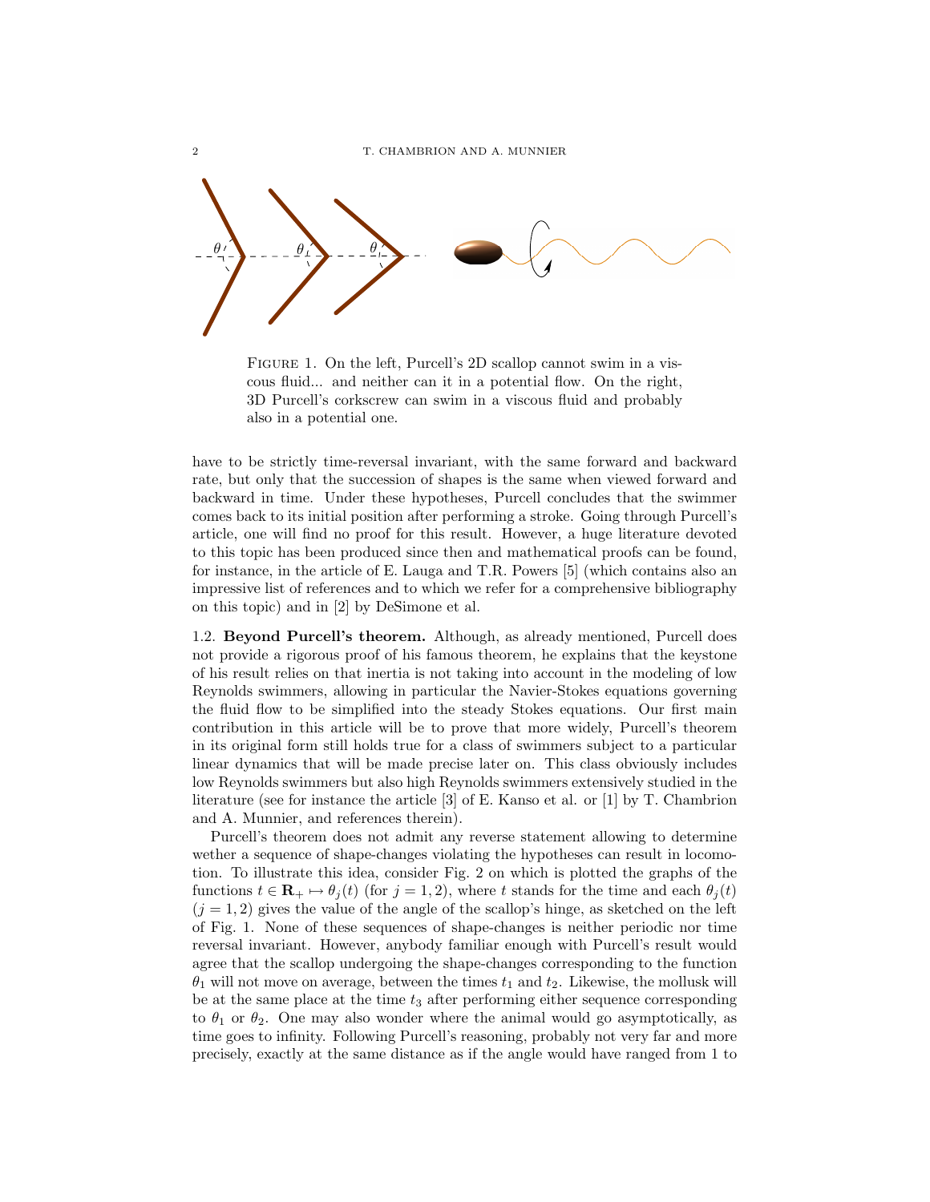FIGURE 1. On the left, Purcell's 2D scallop cannot swim in a viscous fluid... and neither can it in a potential flow. On the right, 3D Purcell's corkscrew can swim in a viscous fluid and probably also in a potential one.

have to be strictly time-reversal invariant, with the same forward and backward rate, but only that the succession of shapes is the same when viewed forward and backward in time. Under these hypotheses, Purcell concludes that the swimmer comes back to its initial position after performing a stroke. Going through Purcell's article, one will find no proof for this result. However, a huge literature devoted to this topic has been produced since then and mathematical proofs can be found, for instance, in the article of E. Lauga and T.R. Powers [5] (which contains also an impressive list of references and to which we refer for a comprehensive bibliography on this topic) and in [2] by DeSimone et al.

1.2. **Beyond Purcell's theorem.** Although, as already mentioned, Purcell does not provide a rigorous proof of his famous theorem, he explains that the keystone of his result relies on that inertia is not taking into account in the modeling of low Reynolds swimmers, allowing in particular the Navier-Stokes equations governing the fluid flow to be simplified into the steady Stokes equations. Our first main contribution in this article will be to prove that more widely, Purcell's theorem in its original form still holds true for a class of swimmers subject to a particular linear dynamics that will be made precise later on. This class obviously includes low Reynolds swimmers but also high Reynolds swimmers extensively studied in the literature (see for instance the article [3] of E. Kanso et al. or [1] by T. Chambrion and A. Munnier, and references therein).

Purcell's theorem does not admit any reverse statement allowing to determine wether a sequence of shape-changes violating the hypotheses can result in locomotion. To illustrate this idea, consider Fig. 2 on which is plotted the graphs of the functions $t \in \mathbf{R}_+ \mapsto \theta_j(t)$ (for $j = 1, 2$), where $t$ stands for the time and each $\theta_j(t)$ ($j = 1, 2$) gives the value of the angle of the scallop's hinge, as sketched on the left of Fig. 1. None of these sequences of shape-changes is neither periodic nor time reversal invariant. However, anybody familiar enough with Purcell's result would agree that the scallop undergoing the shape-changes corresponding to the function $\theta_1$ will not move on average, between the times $t_1$ and $t_2$. Likewise, the mollusk will be at the same place at the time $t_3$ after performing either sequence corresponding to $\theta_1$ or $\theta_2$. One may also wonder where the animal would go asymptotically, as time goes to infinity. Following Purcell's reasoning, probably not very far and more precisely, exactly at the same distance as if the angle would have ranged from 1 to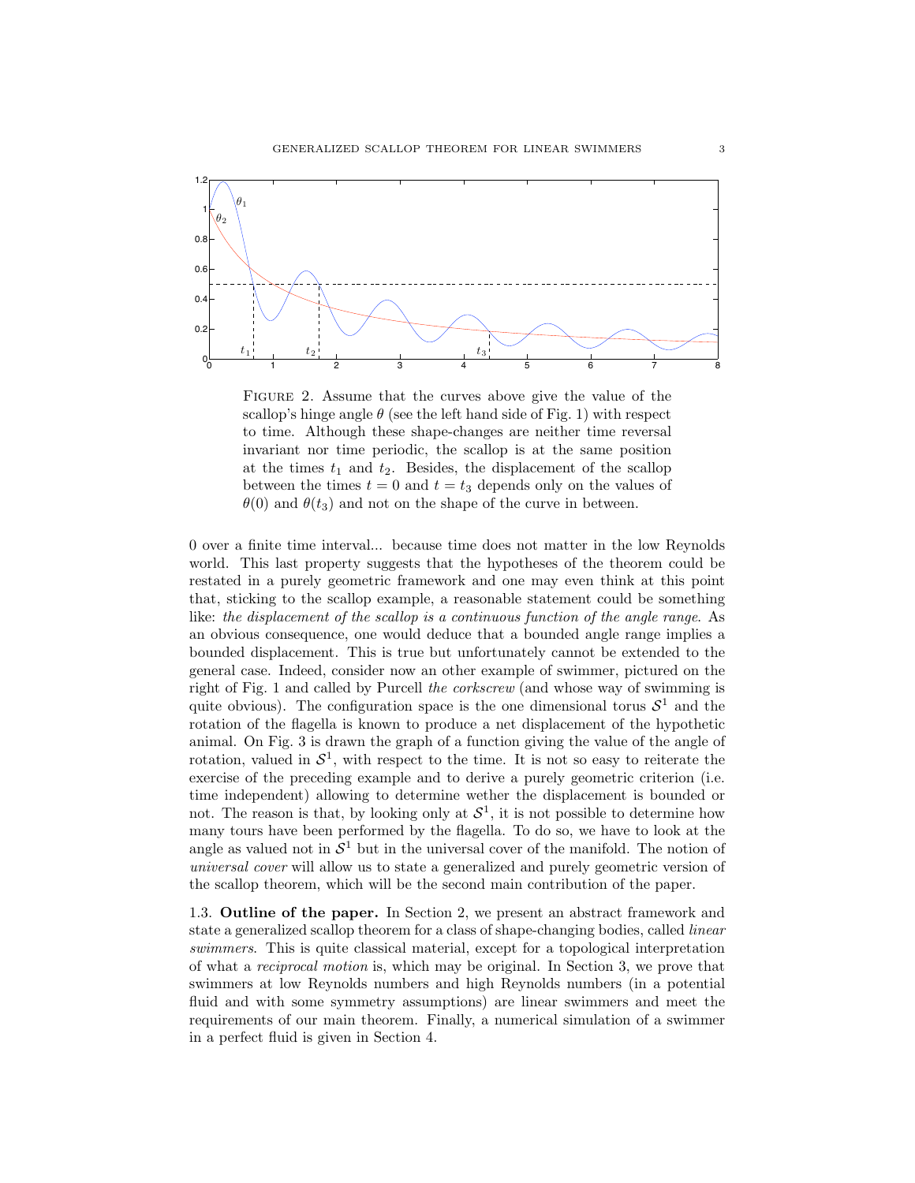FIGURE 2. Assume that the curves above give the value of the scallop's hinge angle $\theta$ (see the left hand side of Fig. 1) with respect to time. Although these shape-changes are neither time reversal invariant nor time periodic, the scallop is at the same position at the times $t_1$ and $t_2$. Besides, the displacement of the scallop between the times $t = 0$ and $t = t_3$ depends only on the values of $\theta(0)$ and $\theta(t_3)$ and not on the shape of the curve in between.

0 over a finite time interval... because time does not matter in the low Reynolds world. This last property suggests that the hypotheses of the theorem could be restated in a purely geometric framework and one may even think at this point that, sticking to the scallop example, a reasonable statement could be something like: *the displacement of the scallop is a continuous function of the angle range*. As an obvious consequence, one would deduce that a bounded angle range implies a bounded displacement. This is true but unfortunately cannot be extended to the general case. Indeed, consider now an other example of swimmer, pictured on the right of Fig. 1 and called by Purcell *the corkscrew* (and whose way of swimming is quite obvious). The configuration space is the one dimensional torus $\mathcal{S}^1$ and the rotation of the flagella is known to produce a net displacement of the hypothetic animal. On Fig. 3 is drawn the graph of a function giving the value of the angle of rotation, valued in $\mathcal{S}^1$, with respect to the time. It is not so easy to reiterate the exercise of the preceding example and to derive a purely geometric criterion (i.e. time independent) allowing to determine wether the displacement is bounded or not. The reason is that, by looking only at $\mathcal{S}^1$, it is not possible to determine how many tours have been performed by the flagella. To do so, we have to look at the angle as valued not in $\mathcal{S}^1$ but in the universal cover of the manifold. The notion of *universal cover* will allow us to state a generalized and purely geometric version of the scallop theorem, which will be the second main contribution of the paper.

### 1.3. Outline of the paper.

In Section 2, we present an abstract framework and state a generalized scallop theorem for a class of shape-changing bodies, called *linear swimmers*. This is quite classical material, except for a topological interpretation of what a *reciprocal motion* is, which may be original. In Section 3, we prove that swimmers at low Reynolds numbers and high Reynolds numbers (in a potential fluid and with some symmetry assumptions) are linear swimmers and meet the requirements of our main theorem. Finally, a numerical simulation of a swimmer in a perfect fluid is given in Section 4.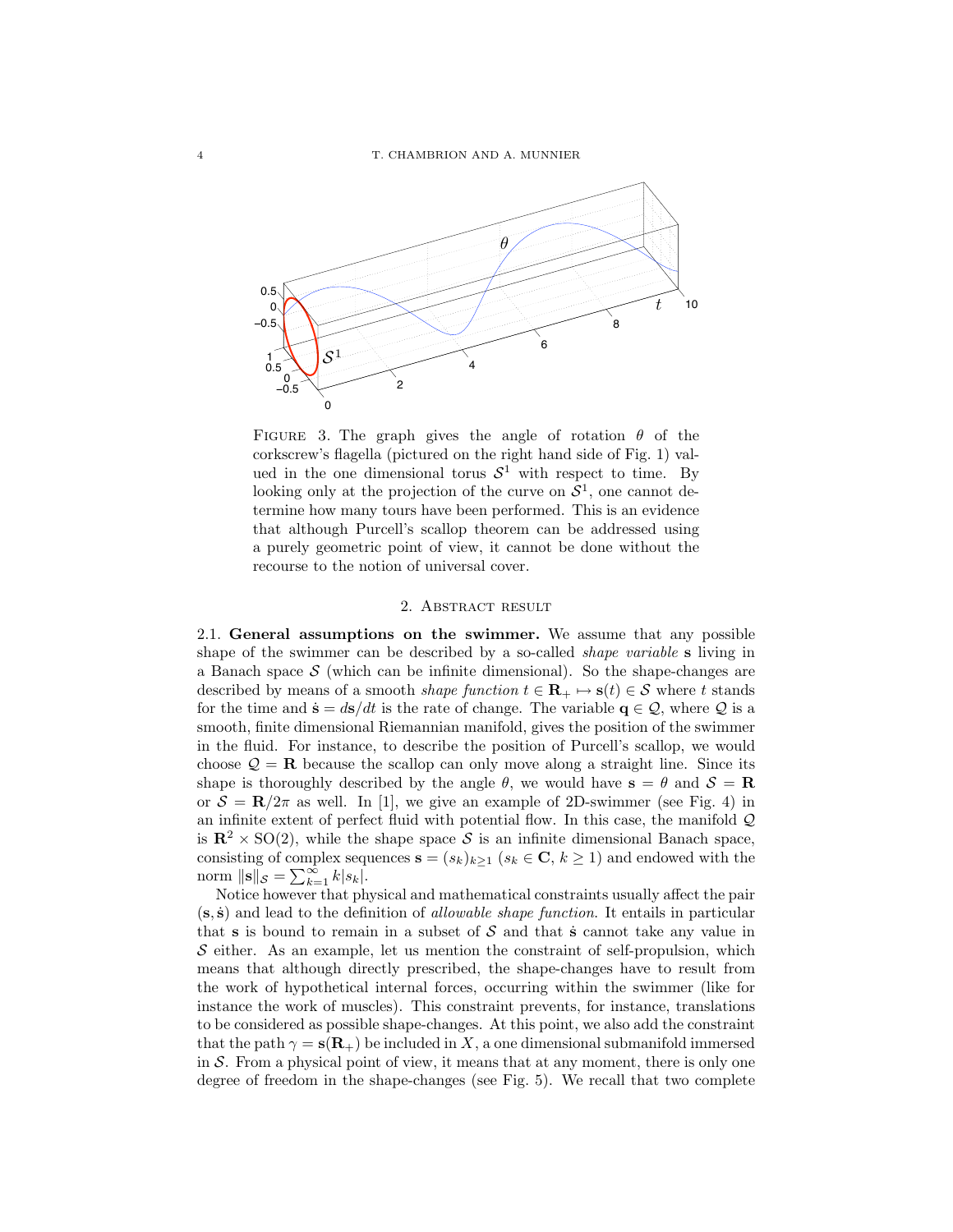FIGURE 3. The graph gives the angle of rotation $\theta$ of the corkscrew's flagella (pictured on the right hand side of Fig. 1) valued in the one dimensional torus $\mathcal{S}^1$ with respect to time. By looking only at the projection of the curve on $\mathcal{S}^1$, one cannot determine how many tours have been performed. This is an evidence that although Purcell's scallop theorem can be addressed using a purely geometric point of view, it cannot be done without the recourse to the notion of universal cover.

## 2. Abstract result

**2.1. General assumptions on the swimmer.** We assume that any possible shape of the swimmer can be described by a so-called *shape variable* $\mathbf{s}$ living in a Banach space $\mathcal{S}$ (which can be infinite dimensional). So the shape-changes are described by means of a smooth *shape function* $t \in \mathbf{R}_+ \mapsto \mathbf{s}(t) \in \mathcal{S}$ where $t$ stands for the time and $\dot{\mathbf{s}} = d\mathbf{s}/dt$ is the rate of change. The variable $\mathbf{q} \in \mathcal{Q}$, where $\mathcal{Q}$ is a smooth, finite dimensional Riemannian manifold, gives the position of the swimmer in the fluid. For instance, to describe the position of Purcell's scallop, we would choose $\mathcal{Q} = \mathbf{R}$ because the scallop can only move along a straight line. Since its shape is thoroughly described by the angle $\theta$, we would have $\mathbf{s} = \theta$ and $\mathcal{S} = \mathbf{R}$ or $\mathcal{S} = \mathbf{R}/2\pi$ as well. In [1], we give an example of 2D-swimmer (see Fig. 4) in an infinite extent of perfect fluid with potential flow. In this case, the manifold $\mathcal{Q}$ is $\mathbf{R}^2 \times \mathrm{SO}(2)$, while the shape space $\mathcal{S}$ is an infinite dimensional Banach space, consisting of complex sequences $\mathbf{s} = (s_k)_{k \geq 1}$ ($s_k \in \mathbf{C}$, $k \geq 1$) and endowed with the norm $\|\mathbf{s}\|_{\mathcal{S}} = \sum_{k=1}^{\infty} k|s_k|$.

Notice however that physical and mathematical constraints usually affect the pair $(\mathbf{s}, \dot{\mathbf{s}})$ and lead to the definition of *allowable shape function*. It entails in particular that $\mathbf{s}$ is bound to remain in a subset of $\mathcal{S}$ and that $\dot{\mathbf{s}}$ cannot take any value in $\mathcal{S}$ either. As an example, let us mention the constraint of self-propulsion, which means that although directly prescribed, the shape-changes have to result from the work of hypothetical internal forces, occurring within the swimmer (like for instance the work of muscles). This constraint prevents, for instance, translations to be considered as possible shape-changes. At this point, we also add the constraint that the path $\gamma = \mathbf{s}(\mathbf{R}_+)$ be included in $X$, a one dimensional submanifold immersed in $\mathcal{S}$. From a physical point of view, it means that at any moment, there is only one degree of freedom in the shape-changes (see Fig. 5). We recall that two complete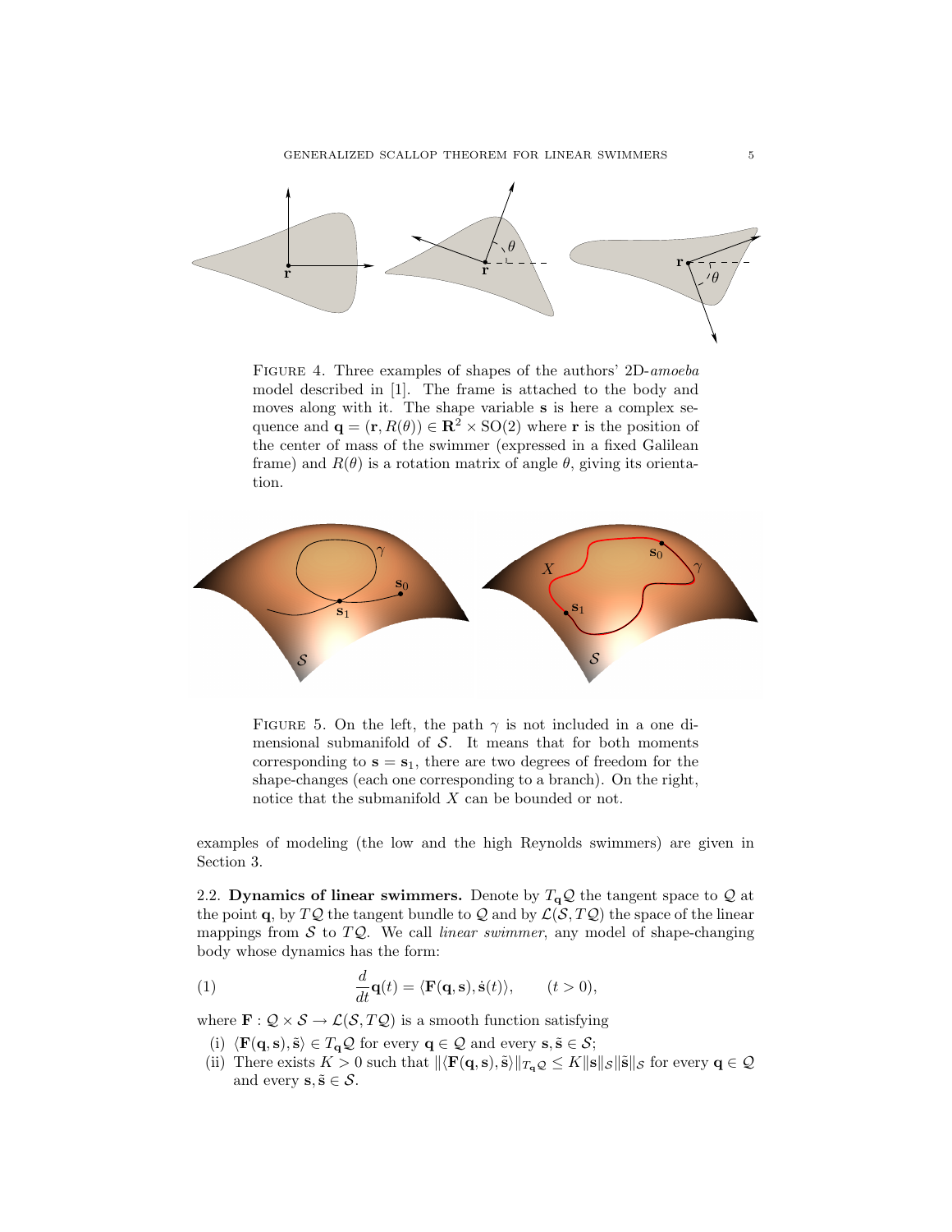FIGURE 4. Three examples of shapes of the authors' 2D-*amoeba* model described in [1]. The frame is attached to the body and moves along with it. The shape variable $\mathbf{s}$ is here a complex sequence and $\mathbf{q} = (\mathbf{r}, R(\theta)) \in \mathbf{R}^2 \times \mathrm{SO}(2)$ where $\mathbf{r}$ is the position of the center of mass of the swimmer (expressed in a fixed Galilean frame) and $R(\theta)$ is a rotation matrix of angle $\theta$, giving its orientation.

FIGURE 5. On the left, the path $\gamma$ is not included in a one dimensional submanifold of $\mathcal{S}$. It means that for both moments corresponding to $\mathbf{s} = \mathbf{s}_1$, there are two degrees of freedom for the shape-changes (each one corresponding to a branch). On the right, notice that the submanifold $X$ can be bounded or not.

examples of modeling (the low and the high Reynolds swimmers) are given in Section 3.

**2.2. Dynamics of linear swimmers.** Denote by $T_{\mathbf{q}}\mathcal{Q}$ the tangent space to $\mathcal{Q}$ at the point $\mathbf{q}$, by $T\mathcal{Q}$ the tangent bundle to $\mathcal{Q}$ and by $\mathcal{L}(\mathcal{S}, T\mathcal{Q})$ the space of the linear mappings from $\mathcal{S}$ to $T\mathcal{Q}$. We call *linear swimmer*, any model of shape-changing body whose dynamics has the form:

$$\frac{d}{dt}\mathbf{q}(t) = \langle \mathbf{F}(\mathbf{q}, \mathbf{s}), \dot{\mathbf{s}}(t) \rangle, \qquad (t > 0), \tag{1}$$

where $\mathbf{F} : \mathcal{Q} \times \mathcal{S} \to \mathcal{L}(\mathcal{S}, T\mathcal{Q})$ is a smooth function satisfying

(i) $\langle \mathbf{F}(\mathbf{q}, \mathbf{s}), \tilde{\mathbf{s}} \rangle \in T_{\mathbf{q}}\mathcal{Q}$ for every $\mathbf{q} \in \mathcal{Q}$ and every $\mathbf{s}, \tilde{\mathbf{s}} \in \mathcal{S}$;

(ii) There exists $K > 0$ such that $\|\langle \mathbf{F}(\mathbf{q}, \mathbf{s}), \tilde{\mathbf{s}} \rangle\|_{T_{\mathbf{q}}\mathcal{Q}} \leq K \|\mathbf{s}\|_{\mathcal{S}} \|\tilde{\mathbf{s}}\|_{\mathcal{S}}$ for every $\mathbf{q} \in \mathcal{Q}$ and every $\mathbf{s}, \tilde{\mathbf{s}} \in \mathcal{S}$.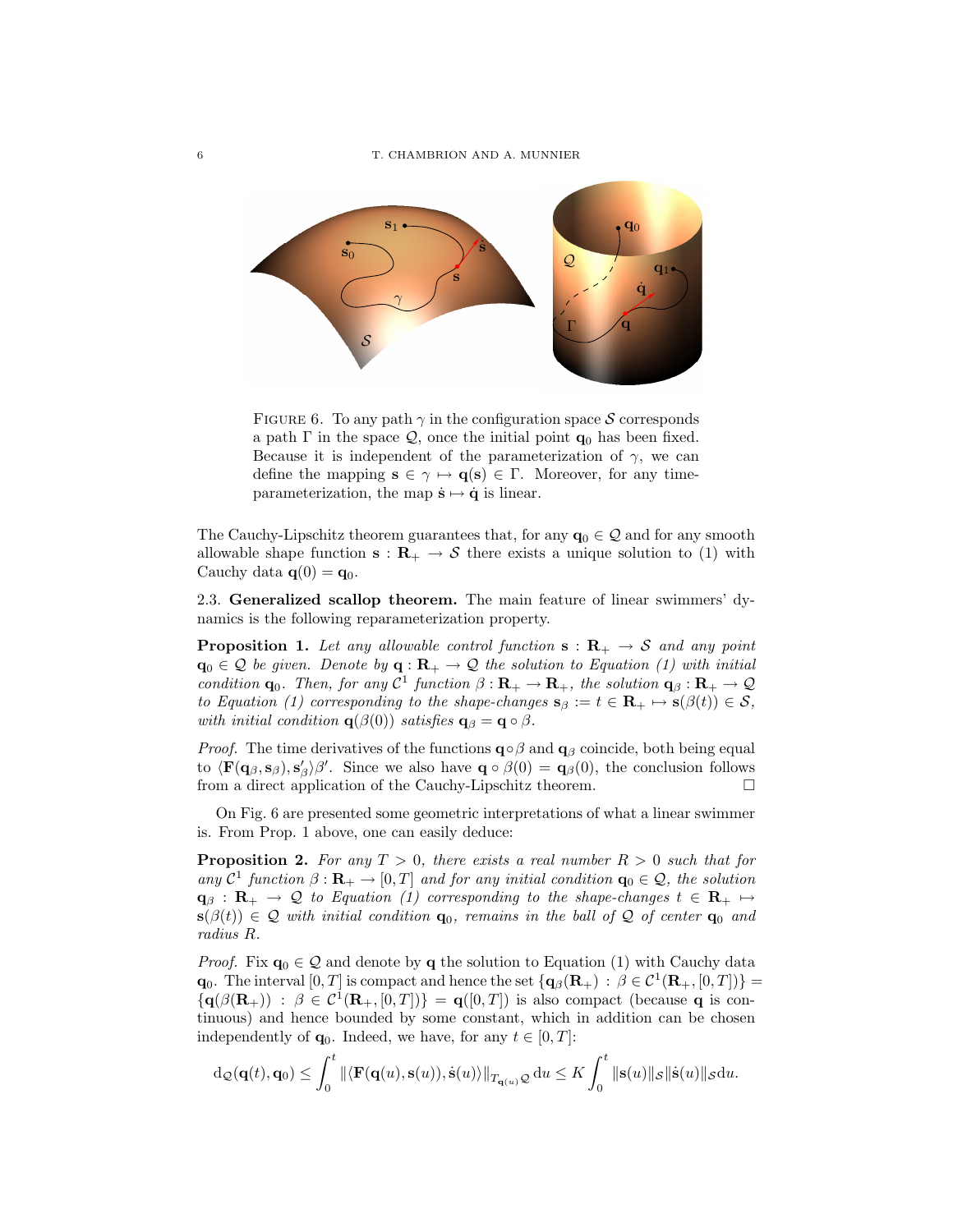FIGURE 6. To any path $\gamma$ in the configuration space $\mathcal{S}$ corresponds a path $\Gamma$ in the space $\mathcal{Q}$, once the initial point $\mathbf{q}_0$ has been fixed. Because it is independent of the parameterization of $\gamma$, we can define the mapping $\mathbf{s} \in \gamma \mapsto \mathbf{q}(\mathbf{s}) \in \Gamma$. Moreover, for any time-parameterization, the map $\dot{\mathbf{s}} \mapsto \dot{\mathbf{q}}$ is linear.

The Cauchy-Lipschitz theorem guarantees that, for any $\mathbf{q}_0 \in \mathcal{Q}$ and for any smooth allowable shape function $\mathbf{s} : \mathbf{R}_+ \to \mathcal{S}$ there exists a unique solution to (1) with Cauchy data $\mathbf{q}(0) = \mathbf{q}_0$.

### 2.3. Generalized scallop theorem.

The main feature of linear swimmers' dynamics is the following reparameterization property.

**Proposition 1.** *Let any allowable control function $\mathbf{s} : \mathbf{R}_+ \to \mathcal{S}$ and any point $\mathbf{q}_0 \in \mathcal{Q}$ be given. Denote by $\mathbf{q} : \mathbf{R}_+ \to \mathcal{Q}$ the solution to Equation (1) with initial condition $\mathbf{q}_0$. Then, for any $\mathcal{C}^1$ function $\beta : \mathbf{R}_+ \to \mathbf{R}_+$, the solution $\mathbf{q}_\beta : \mathbf{R}_+ \to \mathcal{Q}$ to Equation (1) corresponding to the shape-changes $\mathbf{s}_\beta := t \in \mathbf{R}_+ \mapsto \mathbf{s}(\beta(t)) \in \mathcal{S}$, with initial condition $\mathbf{q}(\beta(0))$ satisfies $\mathbf{q}_\beta = \mathbf{q} \circ \beta$.*

*Proof.* The time derivatives of the functions $\mathbf{q} \circ \beta$ and $\mathbf{q}_\beta$ coincide, both being equal to $\langle \mathbf{F}(\mathbf{q}_\beta, \mathbf{s}_\beta), \mathbf{s}'_\beta \rangle \beta'$. Since we also have $\mathbf{q} \circ \beta(0) = \mathbf{q}_\beta(0)$, the conclusion follows from a direct application of the Cauchy-Lipschitz theorem. □

On Fig. 6 are presented some geometric interpretations of what a linear swimmer is. From Prop. 1 above, one can easily deduce:

**Proposition 2.** *For any $T > 0$, there exists a real number $R > 0$ such that for any $\mathcal{C}^1$ function $\beta : \mathbf{R}_+ \to [0, T]$ and for any initial condition $\mathbf{q}_0 \in \mathcal{Q}$, the solution $\mathbf{q}_\beta : \mathbf{R}_+ \to \mathcal{Q}$ to Equation (1) corresponding to the shape-changes $t \in \mathbf{R}_+ \mapsto \mathbf{s}(\beta(t)) \in \mathcal{Q}$ with initial condition $\mathbf{q}_0$, remains in the ball of $\mathcal{Q}$ of center $\mathbf{q}_0$ and radius $R$.*

*Proof.* Fix $\mathbf{q}_0 \in \mathcal{Q}$ and denote by $\mathbf{q}$ the solution to Equation (1) with Cauchy data $\mathbf{q}_0$. The interval $[0, T]$ is compact and hence the set $\{\mathbf{q}_\beta(\mathbf{R}_+) : \beta \in \mathcal{C}^1(\mathbf{R}_+, [0, T])\} = \{\mathbf{q}(\beta(\mathbf{R}_+)) : \beta \in \mathcal{C}^1(\mathbf{R}_+, [0, T])\} = \mathbf{q}([0, T])$ is also compact (because $\mathbf{q}$ is continuous) and hence bounded by some constant, which in addition can be chosen independently of $\mathbf{q}_0$. Indeed, we have, for any $t \in [0, T]$:

$$\mathrm{d}_{\mathcal{Q}}(\mathbf{q}(t), \mathbf{q}_0) \leq \int_0^t \|\langle \mathbf{F}(\mathbf{q}(u), \mathbf{s}(u)), \dot{\mathbf{s}}(u) \rangle\|_{T_{\mathbf{q}(u)}\mathcal{Q}} \,\mathrm{d}u \leq K \int_0^t \|\mathbf{s}(u)\|_{\mathcal{S}} \|\dot{\mathbf{s}}(u)\|_{\mathcal{S}} \mathrm{d}u.$$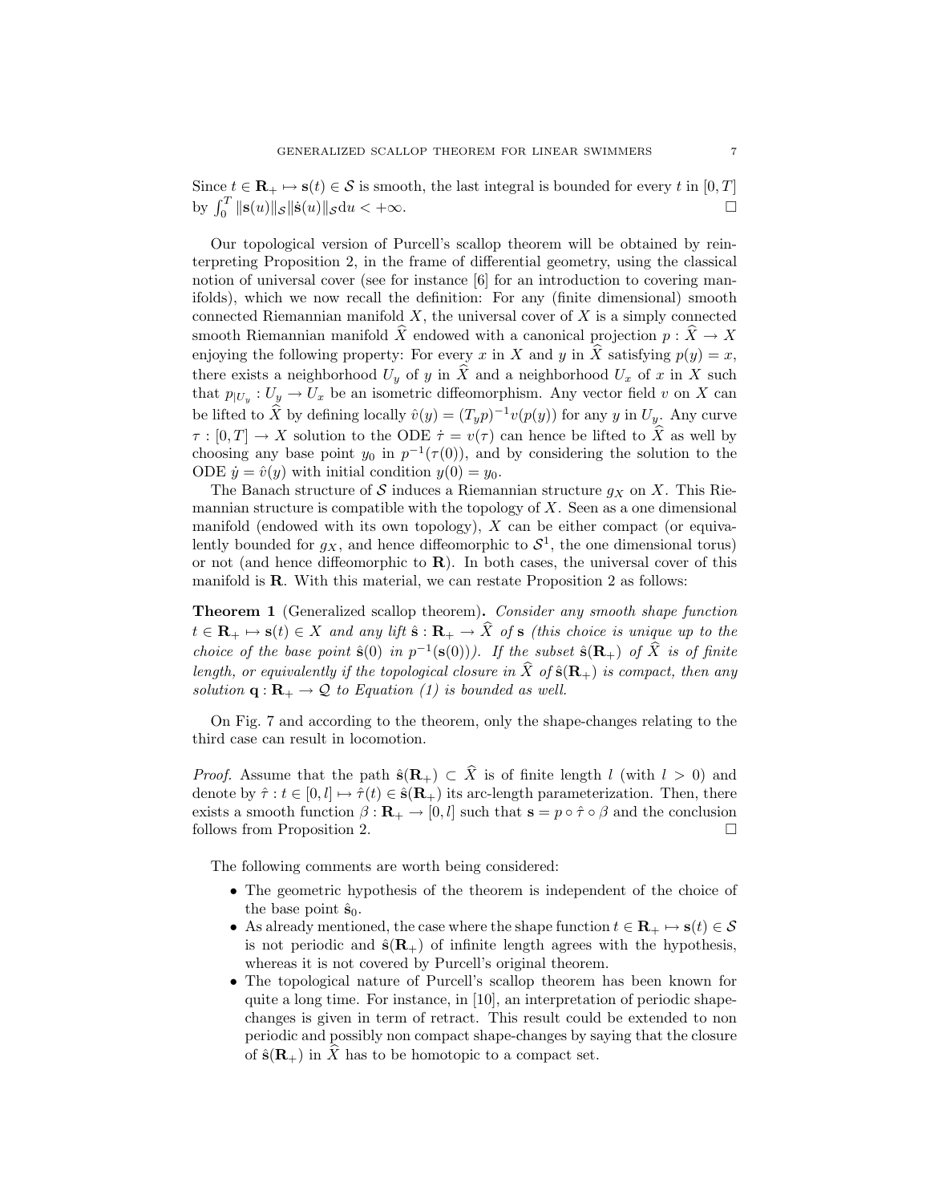Since $t \in \mathbf{R}_+ \mapsto \mathbf{s}(t) \in \mathcal{S}$ is smooth, the last integral is bounded for every $t$ in $[0,T]$ by $\int_0^T \|\mathbf{s}(u)\|_{\mathcal{S}} \|\dot{\mathbf{s}}(u)\|_{\mathcal{S}} \mathrm{d}u < +\infty$. □

Our topological version of Purcell's scallop theorem will be obtained by reinterpreting Proposition 2, in the frame of differential geometry, using the classical notion of universal cover (see for instance [6] for an introduction to covering manifolds), which we now recall the definition: For any (finite dimensional) smooth connected Riemannian manifold $X$, the universal cover of $X$ is a simply connected smooth Riemannian manifold $\widehat{X}$ endowed with a canonical projection $p : \widehat{X} \to X$ enjoying the following property: For every $x$ in $X$ and $y$ in $\widehat{X}$ satisfying $p(y) = x$, there exists a neighborhood $U_y$ of $y$ in $\widehat{X}$ and a neighborhood $U_x$ of $x$ in $X$ such that $p_{|U_y} : U_y \to U_x$ be an isometric diffeomorphism. Any vector field $v$ on $X$ can be lifted to $\widehat{X}$ by defining locally $\hat{v}(y) = (T_y p)^{-1} v(p(y))$ for any $y$ in $U_y$. Any curve $\tau : [0,T] \to X$ solution to the ODE $\dot{\tau} = v(\tau)$ can hence be lifted to $\widehat{X}$ as well by choosing any base point $y_0$ in $p^{-1}(\tau(0))$, and by considering the solution to the ODE $\dot{y} = \hat{v}(y)$ with initial condition $y(0) = y_0$.

The Banach structure of $\mathcal{S}$ induces a Riemannian structure $g_X$ on $X$. This Riemannian structure is compatible with the topology of $X$. Seen as a one dimensional manifold (endowed with its own topology), $X$ can be either compact (or equivalently bounded for $g_X$, and hence diffeomorphic to $\mathcal{S}^1$, the one dimensional torus) or not (and hence diffeomorphic to $\mathbf{R}$). In both cases, the universal cover of this manifold is $\mathbf{R}$. With this material, we can restate Proposition 2 as follows:

**Theorem 1** (Generalized scallop theorem)**.** *Consider any smooth shape function $t \in \mathbf{R}_+ \mapsto \mathbf{s}(t) \in X$ and any lift $\hat{\mathbf{s}} : \mathbf{R}_+ \to \widehat{X}$ of $\mathbf{s}$ (this choice is unique up to the choice of the base point $\hat{\mathbf{s}}(0)$ in $p^{-1}(\mathbf{s}(0))$). If the subset $\hat{\mathbf{s}}(\mathbf{R}_+)$ of $\widehat{X}$ is of finite length, or equivalently if the topological closure in $\widehat{X}$ of $\hat{\mathbf{s}}(\mathbf{R}_+)$ is compact, then any solution $\mathbf{q} : \mathbf{R}_+ \to \mathcal{Q}$ to Equation (1) is bounded as well.*

On Fig. 7 and according to the theorem, only the shape-changes relating to the third case can result in locomotion.

*Proof.* Assume that the path $\hat{\mathbf{s}}(\mathbf{R}_+) \subset \widehat{X}$ is of finite length $l$ (with $l > 0$) and denote by $\hat{\tau} : t \in [0,l] \mapsto \hat{\tau}(t) \in \hat{\mathbf{s}}(\mathbf{R}_+)$ its arc-length parameterization. Then, there exists a smooth function $\beta : \mathbf{R}_+ \to [0,l]$ such that $\mathbf{s} = p \circ \hat{\tau} \circ \beta$ and the conclusion follows from Proposition 2. □

The following comments are worth being considered:

- The geometric hypothesis of the theorem is independent of the choice of the base point $\hat{\mathbf{s}}_0$.
- As already mentioned, the case where the shape function $t \in \mathbf{R}_+ \mapsto \mathbf{s}(t) \in \mathcal{S}$ is not periodic and $\hat{\mathbf{s}}(\mathbf{R}_+)$ of infinite length agrees with the hypothesis, whereas it is not covered by Purcell's original theorem.
- The topological nature of Purcell's scallop theorem has been known for quite a long time. For instance, in [10], an interpretation of periodic shape-changes is given in term of retract. This result could be extended to non periodic and possibly non compact shape-changes by saying that the closure of $\hat{\mathbf{s}}(\mathbf{R}_+)$ in $\widehat{X}$ has to be homotopic to a compact set.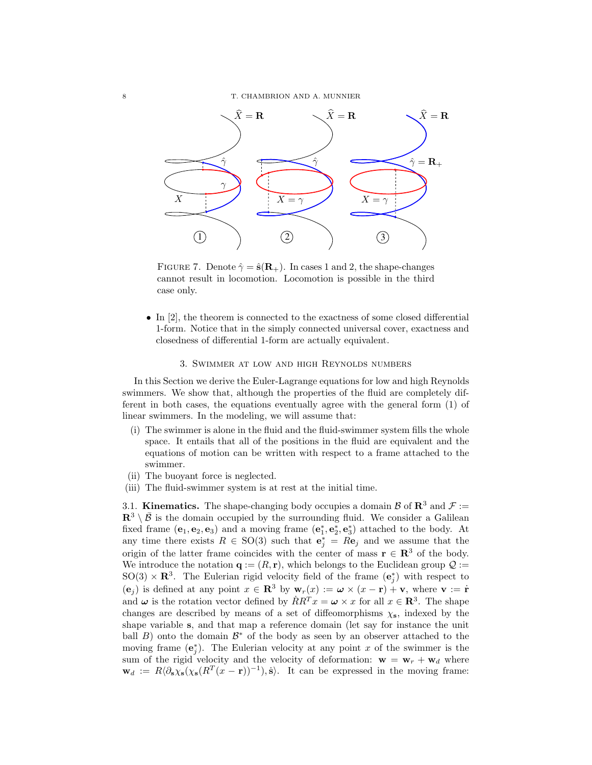FIGURE 7. Denote $\hat{\gamma} = \hat{\mathbf{s}}(\mathbf{R}_+)$. In cases 1 and 2, the shape-changes cannot result in locomotion. Locomotion is possible in the third case only.

- In [2], the theorem is connected to the exactness of some closed differential 1-form. Notice that in the simply connected universal cover, exactness and closedness of differential 1-form are actually equivalent.

## 3. Swimmer at low and high Reynolds numbers

In this Section we derive the Euler-Lagrange equations for low and high Reynolds swimmers. We show that, although the properties of the fluid are completely different in both cases, the equations eventually agree with the general form (1) of linear swimmers. In the modeling, we will assume that:

(i) The swimmer is alone in the fluid and the fluid-swimmer system fills the whole space. It entails that all of the positions in the fluid are equivalent and the equations of motion can be written with respect to a frame attached to the swimmer.
(ii) The buoyant force is neglected.
(iii) The fluid-swimmer system is at rest at the initial time.

3.1. **Kinematics.** The shape-changing body occupies a domain $\mathcal{B}$ of $\mathbf{R}^3$ and $\mathcal{F} := \mathbf{R}^3 \setminus \bar{\mathcal{B}}$ is the domain occupied by the surrounding fluid. We consider a Galilean fixed frame $(\mathbf{e}_1, \mathbf{e}_2, \mathbf{e}_3)$ and a moving frame $(\mathbf{e}_1^*, \mathbf{e}_2^*, \mathbf{e}_3^*)$ attached to the body. At any time there exists $R \in \mathrm{SO}(3)$ such that $\mathbf{e}_j^* = R\mathbf{e}_j$ and we assume that the origin of the latter frame coincides with the center of mass $\mathbf{r} \in \mathbf{R}^3$ of the body. We introduce the notation $\mathbf{q} := (R, \mathbf{r})$, which belongs to the Euclidean group $\mathcal{Q} := \mathrm{SO}(3) \times \mathbf{R}^3$. The Eulerian rigid velocity field of the frame $(\mathbf{e}_j^*)$ with respect to $(\mathbf{e}_j)$ is defined at any point $x \in \mathbf{R}^3$ by $\mathbf{w}_r(x) := \boldsymbol{\omega} \times (x - \mathbf{r}) + \mathbf{v}$, where $\mathbf{v} := \dot{\mathbf{r}}$ and $\boldsymbol{\omega}$ is the rotation vector defined by $\dot{R}R^T x = \boldsymbol{\omega} \times x$ for all $x \in \mathbf{R}^3$. The shape changes are described by means of a set of diffeomorphisms $\chi_{\mathbf{s}}$, indexed by the shape variable $\mathbf{s}$, and that map a reference domain (let say for instance the unit ball $B$) onto the domain $\mathcal{B}^*$ of the body as seen by an observer attached to the moving frame $(\mathbf{e}_j^*)$. The Eulerian velocity at any point $x$ of the swimmer is the sum of the rigid velocity and the velocity of deformation: $\mathbf{w} = \mathbf{w}_r + \mathbf{w}_d$ where $\mathbf{w}_d := R\langle \partial_{\mathbf{s}} \chi_{\mathbf{s}}(\chi_{\mathbf{s}}(R^T(x - \mathbf{r}))^{-1}), \dot{\mathbf{s}} \rangle$. It can be expressed in the moving frame: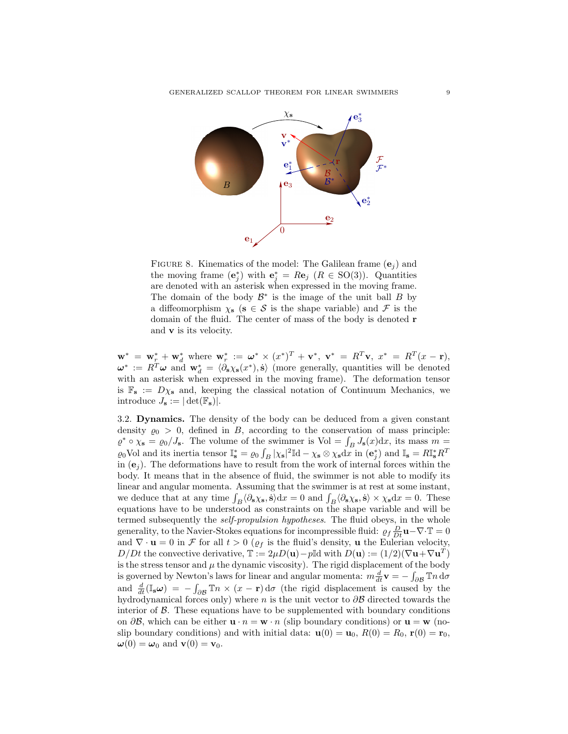FIGURE 8. Kinematics of the model: The Galilean frame $(\mathbf{e}_j)$ and the moving frame $(\mathbf{e}_j^*)$ with $\mathbf{e}_j^* = R\mathbf{e}_j$ ($R \in \mathrm{SO}(3)$). Quantities are denoted with an asterisk when expressed in the moving frame. The domain of the body $\mathcal{B}^*$ is the image of the unit ball $B$ by a diffeomorphism $\chi_{\mathbf{s}}$ ($\mathbf{s} \in \mathcal{S}$ is the shape variable) and $\mathcal{F}$ is the domain of the fluid. The center of mass of the body is denoted $\mathbf{r}$ and $\mathbf{v}$ is its velocity.

$\mathbf{w}^* = \mathbf{w}_r^* + \mathbf{w}_d^*$ where $\mathbf{w}_r^* := \boldsymbol{\omega}^* \times (x^*)^T + \mathbf{v}^*$, $\mathbf{v}^* = R^T\mathbf{v}$, $x^* = R^T(x - \mathbf{r})$, $\boldsymbol{\omega}^* := R^T\boldsymbol{\omega}$ and $\mathbf{w}_d^* = \langle \partial_{\mathbf{s}}\chi_{\mathbf{s}}(x^*), \dot{\mathbf{s}}\rangle$ (more generally, quantities will be denoted with an asterisk when expressed in the moving frame). The deformation tensor is $\mathbb{F}_{\mathbf{s}} := D\chi_{\mathbf{s}}$ and, keeping the classical notation of Continuum Mechanics, we introduce $J_{\mathbf{s}} := |\det(\mathbb{F}_{\mathbf{s}})|$.

3.2. **Dynamics.** The density of the body can be deduced from a given constant density $\varrho_0 > 0$, defined in $B$, according to the conservation of mass principle: $\varrho^* \circ \chi_{\mathbf{s}} = \varrho_0/J_{\mathbf{s}}$. The volume of the swimmer is $\mathrm{Vol} = \int_B J_{\mathbf{s}}(x)\mathrm{d}x$, its mass $m = \varrho_0 \mathrm{Vol}$ and its inertia tensor $\mathbb{I}_{\mathbf{s}}^* = \varrho_0 \int_B |\chi_{\mathbf{s}}|^2 \mathbb{I}\mathrm{d} - \chi_{\mathbf{s}} \otimes \chi_{\mathbf{s}} \mathrm{d}x$ in $(\mathbf{e}_j^*)$ and $\mathbb{I}_{\mathbf{s}} = R\mathbb{I}_{\mathbf{s}}^* R^T$ in $(\mathbf{e}_j)$. The deformations have to result from the work of internal forces within the body. It means that in the absence of fluid, the swimmer is not able to modify its linear and angular momenta. Assuming that the swimmer is at rest at some instant, we deduce that at any time $\int_B \langle \partial_{\mathbf{s}}\chi_{\mathbf{s}}, \dot{\mathbf{s}}\rangle \mathrm{d}x = 0$ and $\int_B \langle \partial_{\mathbf{s}}\chi_{\mathbf{s}}, \dot{\mathbf{s}}\rangle \times \chi_{\mathbf{s}} \mathrm{d}x = 0$. These equations have to be understood as constraints on the shape variable and will be termed subsequently the *self-propulsion hypotheses*. The fluid obeys, in the whole generality, to the Navier-Stokes equations for incompressible fluid: $\varrho_f \frac{D}{Dt}\mathbf{u} - \nabla \cdot \mathbb{T} = 0$ and $\nabla \cdot \mathbf{u} = 0$ in $\mathcal{F}$ for all $t > 0$ ($\varrho_f$ is the fluid's density, $\mathbf{u}$ the Eulerian velocity, $D/Dt$ the convective derivative, $\mathbb{T} := 2\mu D(\mathbf{u}) - p\mathbb{I}\mathrm{d}$ with $D(\mathbf{u}) := (1/2)(\nabla \mathbf{u} + \nabla \mathbf{u}^T)$ is the stress tensor and $\mu$ the dynamic viscosity). The rigid displacement of the body is governed by Newton's laws for linear and angular momenta: $m\frac{d}{dt}\mathbf{v} = -\int_{\partial\mathcal{B}} \mathbb{T}n \,\mathrm{d}\sigma$ and $\frac{d}{dt}(\mathbb{I}_{\mathbf{s}}\boldsymbol{\omega}) = -\int_{\partial\mathcal{B}} \mathbb{T}n \times (x - \mathbf{r}) \,\mathrm{d}\sigma$ (the rigid displacement is caused by the hydrodynamical forces only) where $n$ is the unit vector to $\partial\mathcal{B}$ directed towards the interior of $\mathcal{B}$. These equations have to be supplemented with boundary conditions on $\partial\mathcal{B}$, which can be either $\mathbf{u} \cdot n = \mathbf{w} \cdot n$ (slip boundary conditions) or $\mathbf{u} = \mathbf{w}$ (no-slip boundary conditions) and with initial data: $\mathbf{u}(0) = \mathbf{u}_0$, $R(0) = R_0$, $\mathbf{r}(0) = \mathbf{r}_0$, $\boldsymbol{\omega}(0) = \boldsymbol{\omega}_0$ and $\mathbf{v}(0) = \mathbf{v}_0$.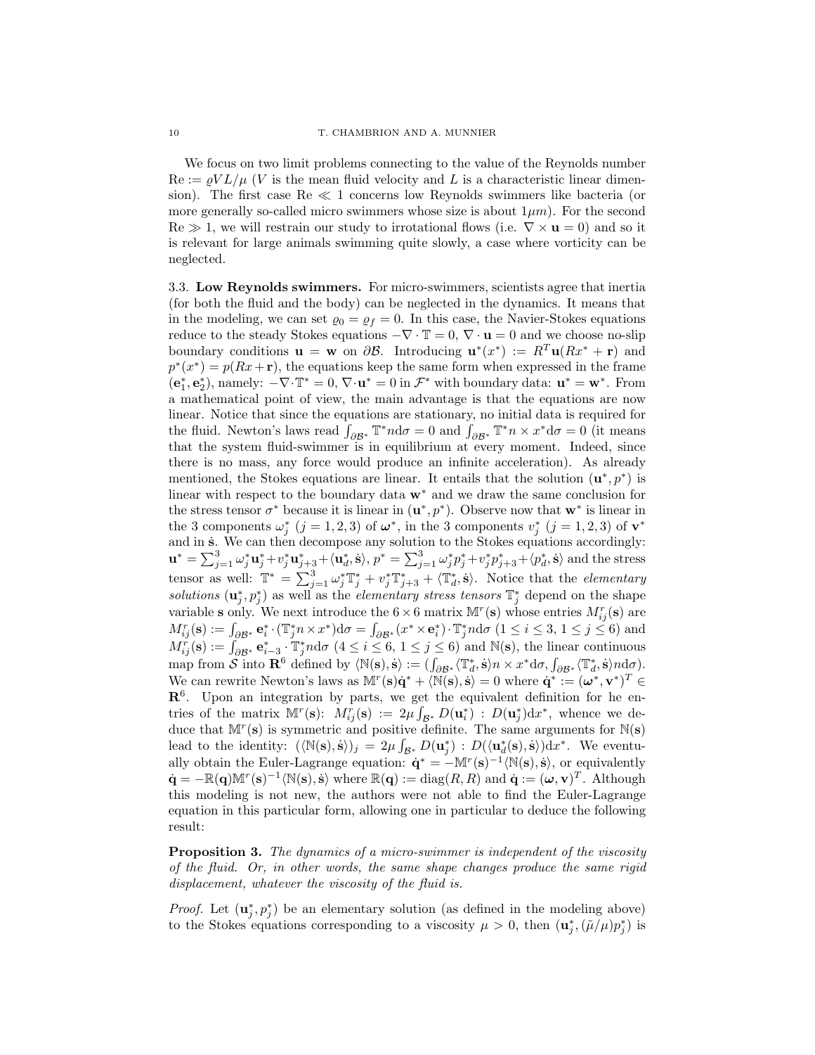We focus on two limit problems connecting to the value of the Reynolds number $\mathrm{Re} := \varrho V L/\mu$ ($V$ is the mean fluid velocity and $L$ is a characteristic linear dimension). The first case $\mathrm{Re} \ll 1$ concerns low Reynolds swimmers like bacteria (or more generally so-called micro swimmers whose size is about $1\mu m$). For the second $\mathrm{Re} \gg 1$, we will restrain our study to irrotational flows (i.e. $\nabla \times \mathbf{u} = 0$) and so it is relevant for large animals swimming quite slowly, a case where vorticity can be neglected.

**3.3. Low Reynolds swimmers.** For micro-swimmers, scientists agree that inertia (for both the fluid and the body) can be neglected in the dynamics. It means that in the modeling, we can set $\varrho_0 = \varrho_f = 0$. In this case, the Navier-Stokes equations reduce to the steady Stokes equations $-\nabla \cdot \mathbb{T} = 0$, $\nabla \cdot \mathbf{u} = 0$ and we choose no-slip boundary conditions $\mathbf{u} = \mathbf{w}$ on $\partial\mathcal{B}$. Introducing $\mathbf{u}^*(x^*) := R^T\mathbf{u}(Rx^* + \mathbf{r})$ and $p^*(x^*) = p(Rx + \mathbf{r})$, the equations keep the same form when expressed in the frame $(\mathbf{e}_1^*, \mathbf{e}_2^*)$, namely: $-\nabla \cdot \mathbb{T}^* = 0$, $\nabla \cdot \mathbf{u}^* = 0$ in $\mathcal{F}^*$ with boundary data: $\mathbf{u}^* = \mathbf{w}^*$. From a mathematical point of view, the main advantage is that the equations are now linear. Notice that since the equations are stationary, no initial data is required for the fluid. Newton's laws read $\int_{\partial\mathcal{B}^*} \mathbb{T}^* n \mathrm{d}\sigma = 0$ and $\int_{\partial\mathcal{B}^*} \mathbb{T}^* n \times x^* \mathrm{d}\sigma = 0$ (it means that the system fluid-swimmer is in equilibrium at every moment. Indeed, since there is no mass, any force would produce an infinite acceleration). As already mentioned, the Stokes equations are linear. It entails that the solution $(\mathbf{u}^*, p^*)$ is linear with respect to the boundary data $\mathbf{w}^*$ and we draw the same conclusion for the stress tensor $\sigma^*$ because it is linear in $(\mathbf{u}^*, p^*)$. Observe now that $\mathbf{w}^*$ is linear in the 3 components $\omega_j^*$ $(j = 1, 2, 3)$ of $\boldsymbol{\omega}^*$, in the 3 components $v_j^*$ $(j = 1, 2, 3)$ of $\mathbf{v}^*$ and in $\dot{\mathbf{s}}$. We can then decompose any solution to the Stokes equations accordingly: $\mathbf{u}^* = \sum_{j=1}^3 \omega_j^* \mathbf{u}_j^* + v_j^* \mathbf{u}_{j+3}^* + \langle \mathbf{u}_d^*, \dot{\mathbf{s}} \rangle$, $p^* = \sum_{j=1}^3 \omega_j^* p_j^* + v_j^* p_{j+3}^* + \langle p_d^*, \dot{\mathbf{s}} \rangle$ and the stress tensor as well: $\mathbb{T}^* = \sum_{j=1}^3 \omega_j^* \mathbb{T}_j^* + v_j^* \mathbb{T}_{j+3}^* + \langle \mathbb{T}_d^*, \dot{\mathbf{s}} \rangle$. Notice that the *elementary solutions* $(\mathbf{u}_j^*, p_j^*)$ as well as the *elementary stress tensors* $\mathbb{T}_j^*$ depend on the shape variable $\mathbf{s}$ only. We next introduce the $6 \times 6$ matrix $\mathbb{M}^r(\mathbf{s})$ whose entries $M_{ij}^r(\mathbf{s})$ are $M_{ij}^r(\mathbf{s}) := \int_{\partial\mathcal{B}^*} \mathbf{e}_i^* \cdot (\mathbb{T}_j^* n \times x^*) \mathrm{d}\sigma = \int_{\partial\mathcal{B}^*} (x^* \times \mathbf{e}_i^*) \cdot \mathbb{T}_j^* n \mathrm{d}\sigma$ $(1 \leq i \leq 3,\ 1 \leq j \leq 6)$ and $M_{ij}^r(\mathbf{s}) := \int_{\partial\mathcal{B}^*} \mathbf{e}_{i-3}^* \cdot \mathbb{T}_j^* n \mathrm{d}\sigma$ $(4 \leq i \leq 6,\ 1 \leq j \leq 6)$ and $\mathbb{N}(\mathbf{s})$, the linear continuous map from $\mathcal{S}$ into $\mathbf{R}^6$ defined by $\langle \mathbb{N}(\mathbf{s}), \dot{\mathbf{s}} \rangle := (\int_{\partial\mathcal{B}^*} \langle \mathbb{T}_d^*, \dot{\mathbf{s}} \rangle n \times x^* \mathrm{d}\sigma, \int_{\partial\mathcal{B}^*} \langle \mathbb{T}_d^*, \dot{\mathbf{s}} \rangle n \mathrm{d}\sigma)$. We can rewrite Newton's laws as $\mathbb{M}^r(\mathbf{s})\dot{\mathbf{q}}^* + \langle \mathbb{N}(\mathbf{s}), \dot{\mathbf{s}} \rangle = 0$ where $\dot{\mathbf{q}}^* := (\boldsymbol{\omega}^*, \mathbf{v}^*)^T \in \mathbf{R}^6$. Upon an integration by parts, we get the equivalent definition for he entries of the matrix $\mathbb{M}^r(\mathbf{s})$: $M_{ij}^r(\mathbf{s}) := 2\mu \int_{\mathcal{B}^*} D(\mathbf{u}_i^*) : D(\mathbf{u}_j^*) \mathrm{d}x^*$, whence we deduce that $\mathbb{M}^r(\mathbf{s})$ is symmetric and positive definite. The same arguments for $\mathbb{N}(\mathbf{s})$ lead to the identity: $(\langle \mathbb{N}(\mathbf{s}), \dot{\mathbf{s}} \rangle)_j = 2\mu \int_{\mathcal{B}^*} D(\mathbf{u}_j^*) : D(\langle \mathbf{u}_d^*(\mathbf{s}), \dot{\mathbf{s}} \rangle) \mathrm{d}x^*$. We eventually obtain the Euler-Lagrange equation: $\dot{\mathbf{q}}^* = -\mathbb{M}^r(\mathbf{s})^{-1} \langle \mathbb{N}(\mathbf{s}), \dot{\mathbf{s}} \rangle$, or equivalently $\dot{\mathbf{q}} = -\mathbb{R}(\mathbf{q})\mathbb{M}^r(\mathbf{s})^{-1} \langle \mathbb{N}(\mathbf{s}), \dot{\mathbf{s}} \rangle$ where $\mathbb{R}(\mathbf{q}) := \mathrm{diag}(R, R)$ and $\dot{\mathbf{q}} := (\boldsymbol{\omega}, \mathbf{v})^T$. Although this modeling is not new, the authors were not able to find the Euler-Lagrange equation in this particular form, allowing one in particular to deduce the following result:

**Proposition 3.** *The dynamics of a micro-swimmer is independent of the viscosity of the fluid. Or, in other words, the same shape changes produce the same rigid displacement, whatever the viscosity of the fluid is.*

*Proof.* Let $(\mathbf{u}_j^*, p_j^*)$ be an elementary solution (as defined in the modeling above) to the Stokes equations corresponding to a viscosity $\mu > 0$, then $(\mathbf{u}_j^*, (\tilde{\mu}/\mu)p_j^*)$ is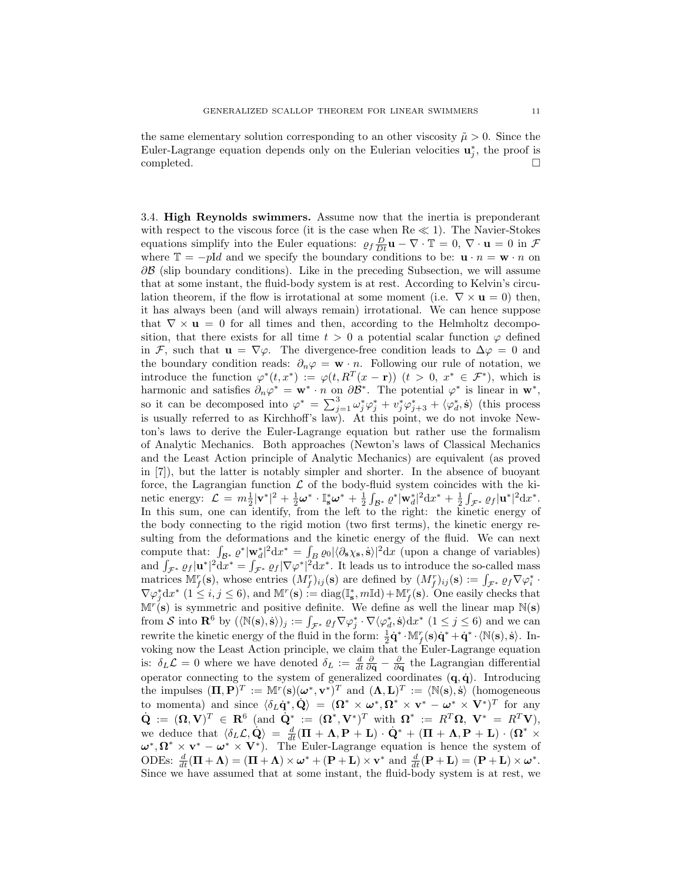the same elementary solution corresponding to an other viscosity $\tilde{\mu} > 0$. Since the Euler-Lagrange equation depends only on the Eulerian velocities $\mathbf{u}_j^*$, the proof is completed. $\square$

3.4. **High Reynolds swimmers.** Assume now that the inertia is preponderant with respect to the viscous force (it is the case when $\mathrm{Re} \ll 1$). The Navier-Stokes equations simplify into the Euler equations: $\varrho_f \frac{D}{Dt}\mathbf{u} - \nabla \cdot \mathbb{T} = 0$, $\nabla \cdot \mathbf{u} = 0$ in $\mathcal{F}$ where $\mathbb{T} = -p\mathrm{Id}$ and we specify the boundary conditions to be: $\mathbf{u} \cdot n = \mathbf{w} \cdot n$ on $\partial\mathcal{B}$ (slip boundary conditions). Like in the preceding Subsection, we will assume that at some instant, the fluid-body system is at rest. According to Kelvin's circulation theorem, if the flow is irrotational at some moment (i.e. $\nabla \times \mathbf{u} = 0$) then, it has always been (and will always remain) irrotational. We can hence suppose that $\nabla \times \mathbf{u} = 0$ for all times and then, according to the Helmholtz decomposition, that there exists for all time $t > 0$ a potential scalar function $\varphi$ defined in $\mathcal{F}$, such that $\mathbf{u} = \nabla\varphi$. The divergence-free condition leads to $\Delta\varphi = 0$ and the boundary condition reads: $\partial_n \varphi = \mathbf{w} \cdot n$. Following our rule of notation, we introduce the function $\varphi^*(t, x^*) := \varphi(t, R^T(x - \mathbf{r}))$ ($t > 0$, $x^* \in \mathcal{F}^*$), which is harmonic and satisfies $\partial_n \varphi^* = \mathbf{w}^* \cdot n$ on $\partial\mathcal{B}^*$. The potential $\varphi^*$ is linear in $\mathbf{w}^*$, so it can be decomposed into $\varphi^* = \sum_{j=1}^3 \omega_j^* \varphi_j^* + v_j^* \varphi_{j+3}^* + \langle \varphi_d^*, \dot{\mathbf{s}} \rangle$ (this process is usually referred to as Kirchhoff's law). At this point, we do not invoke Newton's laws to derive the Euler-Lagrange equation but rather use the formalism of Analytic Mechanics. Both approaches (Newton's laws of Classical Mechanics and the Least Action principle of Analytic Mechanics) are equivalent (as proved in [7]), but the latter is notably simpler and shorter. In the absence of buoyant force, the Lagrangian function $\mathcal{L}$ of the body-fluid system coincides with the kinetic energy: $\mathcal{L} = m\frac{1}{2}|\mathbf{v}^*|^2 + \frac{1}{2}\boldsymbol{\omega}^* \cdot \mathbb{I}_{\mathbf{s}}^* \boldsymbol{\omega}^* + \frac{1}{2}\int_{\mathcal{B}^*} \varrho^* |\mathbf{w}_d^*|^2 \mathrm{d}x^* + \frac{1}{2}\int_{\mathcal{F}^*} \varrho_f |\mathbf{u}^*|^2 \mathrm{d}x^*$. In this sum, one can identify, from the left to the right: the kinetic energy of the body connecting to the rigid motion (two first terms), the kinetic energy resulting from the deformations and the kinetic energy of the fluid. We can next compute that: $\int_{\mathcal{B}^*} \varrho^* |\mathbf{w}_d^*|^2 \mathrm{d}x^* = \int_B \varrho_0 |\langle \partial_{\mathbf{s}} \chi_{\mathbf{s}}, \dot{\mathbf{s}} \rangle|^2 \mathrm{d}x$ (upon a change of variables) and $\int_{\mathcal{F}^*} \varrho_f |\mathbf{u}^*|^2 \mathrm{d}x^* = \int_{\mathcal{F}^*} \varrho_f |\nabla\varphi^*|^2 \mathrm{d}x^*$. It leads us to introduce the so-called mass matrices $\mathbb{M}_f^r(\mathbf{s})$, whose entries $(M_f^r)_{ij}(\mathbf{s})$ are defined by $(M_f^r)_{ij}(\mathbf{s}) := \int_{\mathcal{F}^*} \varrho_f \nabla\varphi_i^* \cdot \nabla\varphi_j^* \mathrm{d}x^*$ ($1 \leq i, j \leq 6$), and $\mathbb{M}^r(\mathbf{s}) := \mathrm{diag}(\mathbb{I}_{\mathbf{s}}^*, m\mathbb{I}\mathrm{d}) + \mathbb{M}_f^r(\mathbf{s})$. One easily checks that $\mathbb{M}^r(\mathbf{s})$ is symmetric and positive definite. We define as well the linear map $\mathbb{N}(\mathbf{s})$ from $\mathcal{S}$ into $\mathbf{R}^6$ by $(\langle \mathbb{N}(\mathbf{s}), \dot{\mathbf{s}} \rangle)_j := \int_{\mathcal{F}^*} \varrho_f \nabla\varphi_j^* \cdot \nabla\langle \varphi_d^*, \dot{\mathbf{s}} \rangle \mathrm{d}x^*$ ($1 \leq j \leq 6$) and we can rewrite the kinetic energy of the fluid in the form: $\frac{1}{2}\dot{\mathbf{q}}^* \cdot \mathbb{M}_f^r(\mathbf{s})\dot{\mathbf{q}}^* + \dot{\mathbf{q}}^* \cdot \langle \mathbb{N}(\mathbf{s}), \dot{\mathbf{s}} \rangle$. Invoking now the Least Action principle, we claim that the Euler-Lagrange equation is: $\delta_L \mathcal{L} = 0$ where we have denoted $\delta_L := \frac{d}{dt}\frac{\partial}{\partial \dot{\mathbf{q}}} - \frac{\partial}{\partial \mathbf{q}}$ the Lagrangian differential operator connecting to the system of generalized coordinates $(\mathbf{q}, \dot{\mathbf{q}})$. Introducing the impulses $(\mathbf{\Pi}, \mathbf{P})^T := \mathbb{M}^r(\mathbf{s})(\boldsymbol{\omega}^*, \mathbf{v}^*)^T$ and $(\mathbf{\Lambda}, \mathbf{L})^T := \langle \mathbb{N}(\mathbf{s}), \dot{\mathbf{s}} \rangle$ (homogeneous to momenta) and since $\langle \delta_L \dot{\mathbf{q}}^*, \dot{\mathbf{Q}} \rangle = (\mathbf{\Omega}^* \times \boldsymbol{\omega}^*, \mathbf{\Omega}^* \times \mathbf{v}^* - \boldsymbol{\omega}^* \times \mathbf{V}^*)^T$ for any $\dot{\mathbf{Q}} := (\mathbf{\Omega}, \mathbf{V})^T \in \mathbf{R}^6$ (and $\dot{\mathbf{Q}}^* := (\mathbf{\Omega}^*, \mathbf{V}^*)^T$ with $\mathbf{\Omega}^* := R^T\mathbf{\Omega}$, $\mathbf{V}^* = R^T\mathbf{V}$), we deduce that $\langle \delta_L \mathcal{L}, \dot{\mathbf{Q}} \rangle = \frac{d}{dt}(\mathbf{\Pi} + \mathbf{\Lambda}, \mathbf{P} + \mathbf{L}) \cdot \dot{\mathbf{Q}}^* + (\mathbf{\Pi} + \mathbf{\Lambda}, \mathbf{P} + \mathbf{L}) \cdot (\mathbf{\Omega}^* \times \boldsymbol{\omega}^*, \mathbf{\Omega}^* \times \mathbf{v}^* - \boldsymbol{\omega}^* \times \mathbf{V}^*)$. The Euler-Lagrange equation is hence the system of ODEs: $\frac{d}{dt}(\mathbf{\Pi} + \mathbf{\Lambda}) = (\mathbf{\Pi} + \mathbf{\Lambda}) \times \boldsymbol{\omega}^* + (\mathbf{P} + \mathbf{L}) \times \mathbf{v}^*$ and $\frac{d}{dt}(\mathbf{P} + \mathbf{L}) = (\mathbf{P} + \mathbf{L}) \times \boldsymbol{\omega}^*$. Since we have assumed that at some instant, the fluid-body system is at rest, we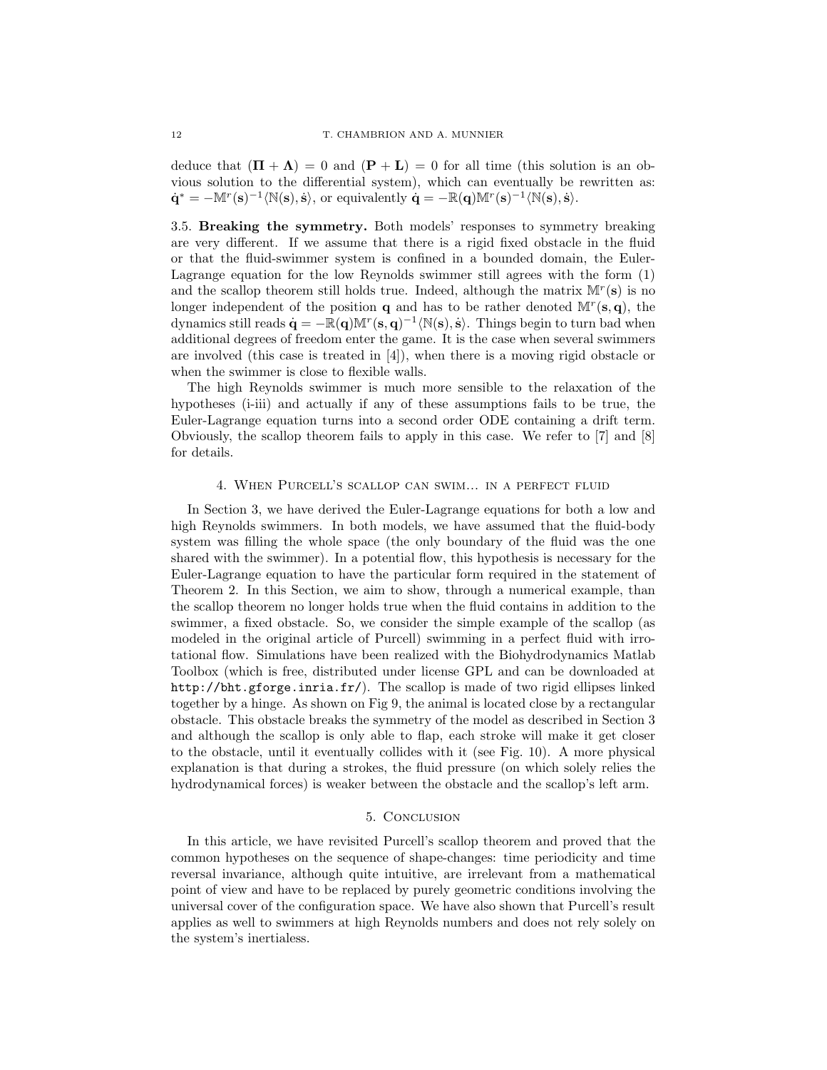deduce that $(\mathbf{\Pi} + \mathbf{\Lambda}) = 0$ and $(\mathbf{P} + \mathbf{L}) = 0$ for all time (this solution is an obvious solution to the differential system), which can eventually be rewritten as: $\dot{\mathbf{q}}^* = -\mathbb{M}^r(\mathbf{s})^{-1}\langle \mathbb{N}(\mathbf{s}), \dot{\mathbf{s}}\rangle$, or equivalently $\dot{\mathbf{q}} = -\mathbb{R}(\mathbf{q})\mathbb{M}^r(\mathbf{s})^{-1}\langle \mathbb{N}(\mathbf{s}), \dot{\mathbf{s}}\rangle$.

3.5. **Breaking the symmetry.** Both models' responses to symmetry breaking are very different. If we assume that there is a rigid fixed obstacle in the fluid or that the fluid-swimmer system is confined in a bounded domain, the Euler-Lagrange equation for the low Reynolds swimmer still agrees with the form (1) and the scallop theorem still holds true. Indeed, although the matrix $\mathbb{M}^r(\mathbf{s})$ is no longer independent of the position $\mathbf{q}$ and has to be rather denoted $\mathbb{M}^r(\mathbf{s}, \mathbf{q})$, the dynamics still reads $\dot{\mathbf{q}} = -\mathbb{R}(\mathbf{q})\mathbb{M}^r(\mathbf{s}, \mathbf{q})^{-1}\langle \mathbb{N}(\mathbf{s}), \dot{\mathbf{s}}\rangle$. Things begin to turn bad when additional degrees of freedom enter the game. It is the case when several swimmers are involved (this case is treated in [4]), when there is a moving rigid obstacle or when the swimmer is close to flexible walls.

The high Reynolds swimmer is much more sensible to the relaxation of the hypotheses (i-iii) and actually if any of these assumptions fails to be true, the Euler-Lagrange equation turns into a second order ODE containing a drift term. Obviously, the scallop theorem fails to apply in this case. We refer to [7] and [8] for details.

## 4. When Purcell's scallop can swim... in a perfect fluid

In Section 3, we have derived the Euler-Lagrange equations for both a low and high Reynolds swimmers. In both models, we have assumed that the fluid-body system was filling the whole space (the only boundary of the fluid was the one shared with the swimmer). In a potential flow, this hypothesis is necessary for the Euler-Lagrange equation to have the particular form required in the statement of Theorem 2. In this Section, we aim to show, through a numerical example, than the scallop theorem no longer holds true when the fluid contains in addition to the swimmer, a fixed obstacle. So, we consider the simple example of the scallop (as modeled in the original article of Purcell) swimming in a perfect fluid with irrotational flow. Simulations have been realized with the Biohydrodynamics Matlab Toolbox (which is free, distributed under license GPL and can be downloaded at `http://bht.gforge.inria.fr/`). The scallop is made of two rigid ellipses linked together by a hinge. As shown on Fig 9, the animal is located close by a rectangular obstacle. This obstacle breaks the symmetry of the model as described in Section 3 and although the scallop is only able to flap, each stroke will make it get closer to the obstacle, until it eventually collides with it (see Fig. 10). A more physical explanation is that during a strokes, the fluid pressure (on which solely relies the hydrodynamical forces) is weaker between the obstacle and the scallop's left arm.

## 5. Conclusion

In this article, we have revisited Purcell's scallop theorem and proved that the common hypotheses on the sequence of shape-changes: time periodicity and time reversal invariance, although quite intuitive, are irrelevant from a mathematical point of view and have to be replaced by purely geometric conditions involving the universal cover of the configuration space. We have also shown that Purcell's result applies as well to swimmers at high Reynolds numbers and does not rely solely on the system's inertialess.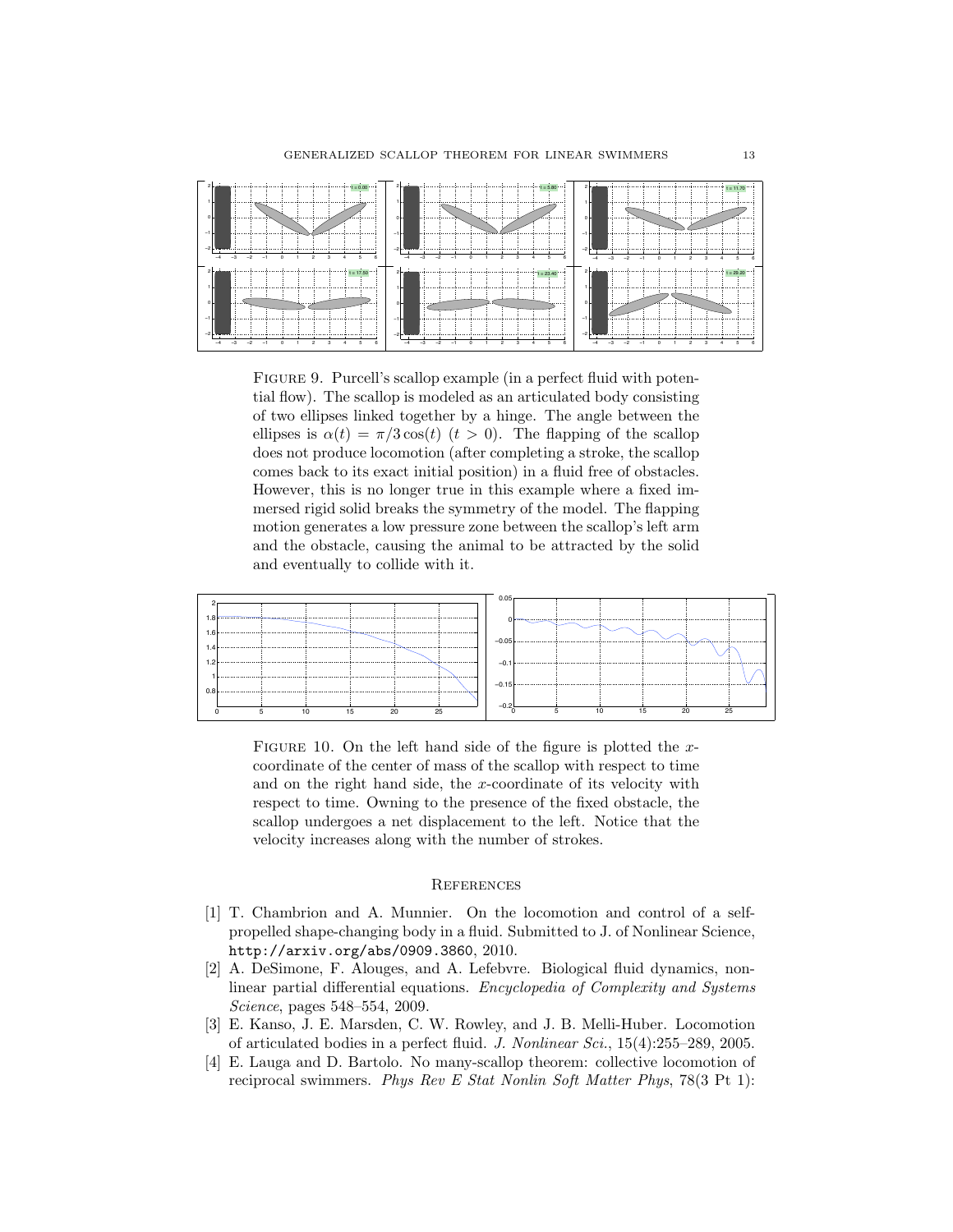Figure 9. Purcell's scallop example (in a perfect fluid with potential flow). The scallop is modeled as an articulated body consisting of two ellipses linked together by a hinge. The angle between the ellipses is $\alpha(t) = \pi/3\cos(t)$ $(t > 0)$. The flapping of the scallop does not produce locomotion (after completing a stroke, the scallop comes back to its exact initial position) in a fluid free of obstacles. However, this is no longer true in this example where a fixed immersed rigid solid breaks the symmetry of the model. The flapping motion generates a low pressure zone between the scallop's left arm and the obstacle, causing the animal to be attracted by the solid and eventually to collide with it.

Figure 10. On the left hand side of the figure is plotted the $x$-coordinate of the center of mass of the scallop with respect to time and on the right hand side, the $x$-coordinate of its velocity with respect to time. Owning to the presence of the fixed obstacle, the scallop undergoes a net displacement to the left. Notice that the velocity increases along with the number of strokes.

## References

[1] T. Chambrion and A. Munnier. On the locomotion and control of a self-propelled shape-changing body in a fluid. Submitted to J. of Nonlinear Science, http://arxiv.org/abs/0909.3860, 2010.

[2] A. DeSimone, F. Alouges, and A. Lefebvre. Biological fluid dynamics, nonlinear partial differential equations. *Encyclopedia of Complexity and Systems Science*, pages 548–554, 2009.

[3] E. Kanso, J. E. Marsden, C. W. Rowley, and J. B. Melli-Huber. Locomotion of articulated bodies in a perfect fluid. *J. Nonlinear Sci.*, 15(4):255–289, 2005.

[4] E. Lauga and D. Bartolo. No many-scallop theorem: collective locomotion of reciprocal swimmers. *Phys Rev E Stat Nonlin Soft Matter Phys*, 78(3 Pt 1):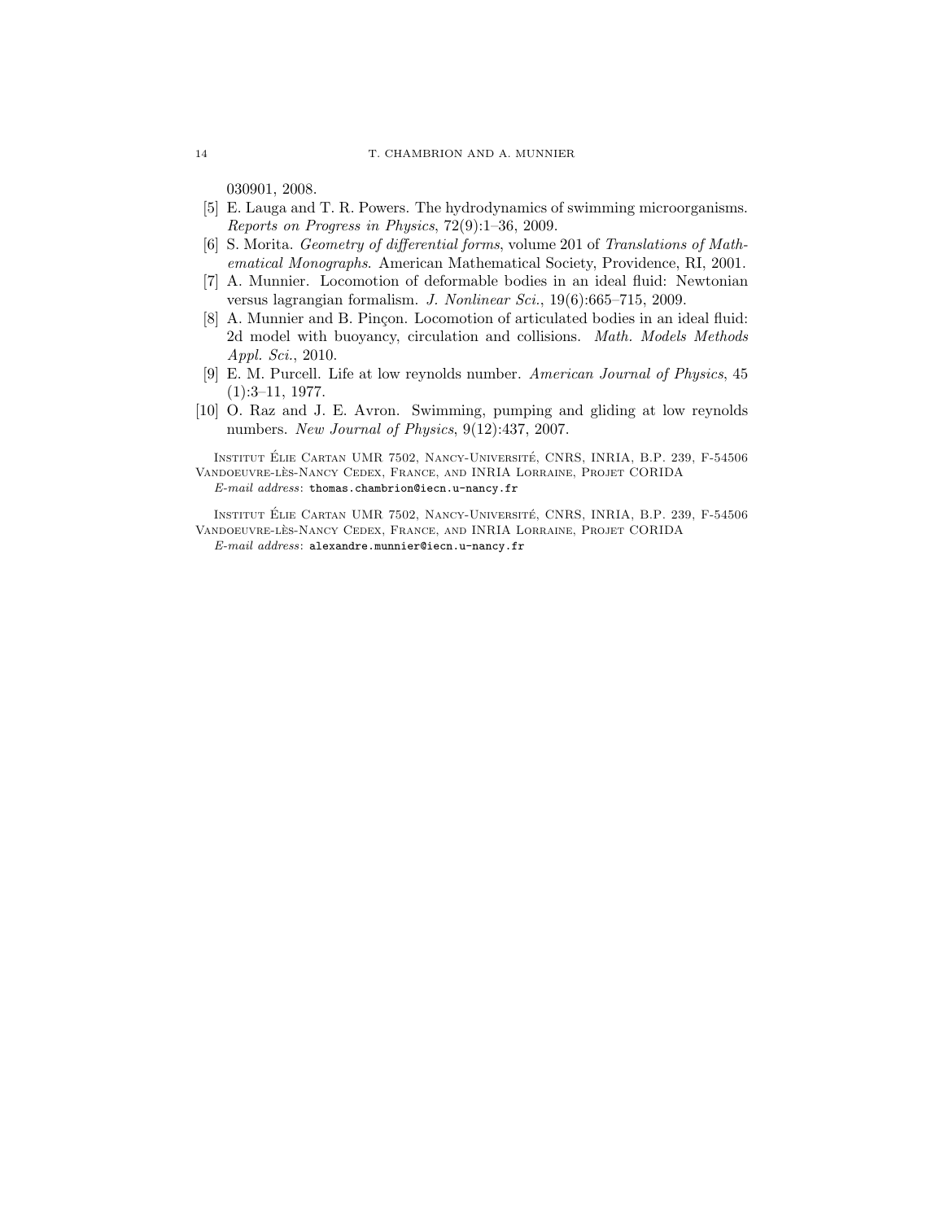030901, 2008.

[5] E. Lauga and T. R. Powers. The hydrodynamics of swimming microorganisms. *Reports on Progress in Physics*, 72(9):1–36, 2009.

[6] S. Morita. *Geometry of differential forms*, volume 201 of *Translations of Mathematical Monographs*. American Mathematical Society, Providence, RI, 2001.

[7] A. Munnier. Locomotion of deformable bodies in an ideal fluid: Newtonian versus lagrangian formalism. *J. Nonlinear Sci.*, 19(6):665–715, 2009.

[8] A. Munnier and B. Pinçon. Locomotion of articulated bodies in an ideal fluid: 2d model with buoyancy, circulation and collisions. *Math. Models Methods Appl. Sci.*, 2010.

[9] E. M. Purcell. Life at low reynolds number. *American Journal of Physics*, 45 (1):3–11, 1977.

[10] O. Raz and J. E. Avron. Swimming, pumping and gliding at low reynolds numbers. *New Journal of Physics*, 9(12):437, 2007.

Institut Élie Cartan UMR 7502, Nancy-Université, CNRS, INRIA, B.P. 239, F-54506 Vandoeuvre-lès-Nancy Cedex, France, and INRIA Lorraine, Projet CORIDA

*E-mail address*: thomas.chambrion@iecn.u-nancy.fr

Institut Élie Cartan UMR 7502, Nancy-Université, CNRS, INRIA, B.P. 239, F-54506 Vandoeuvre-lès-Nancy Cedex, France, and INRIA Lorraine, Projet CORIDA

*E-mail address*: alexandre.munnier@iecn.u-nancy.fr